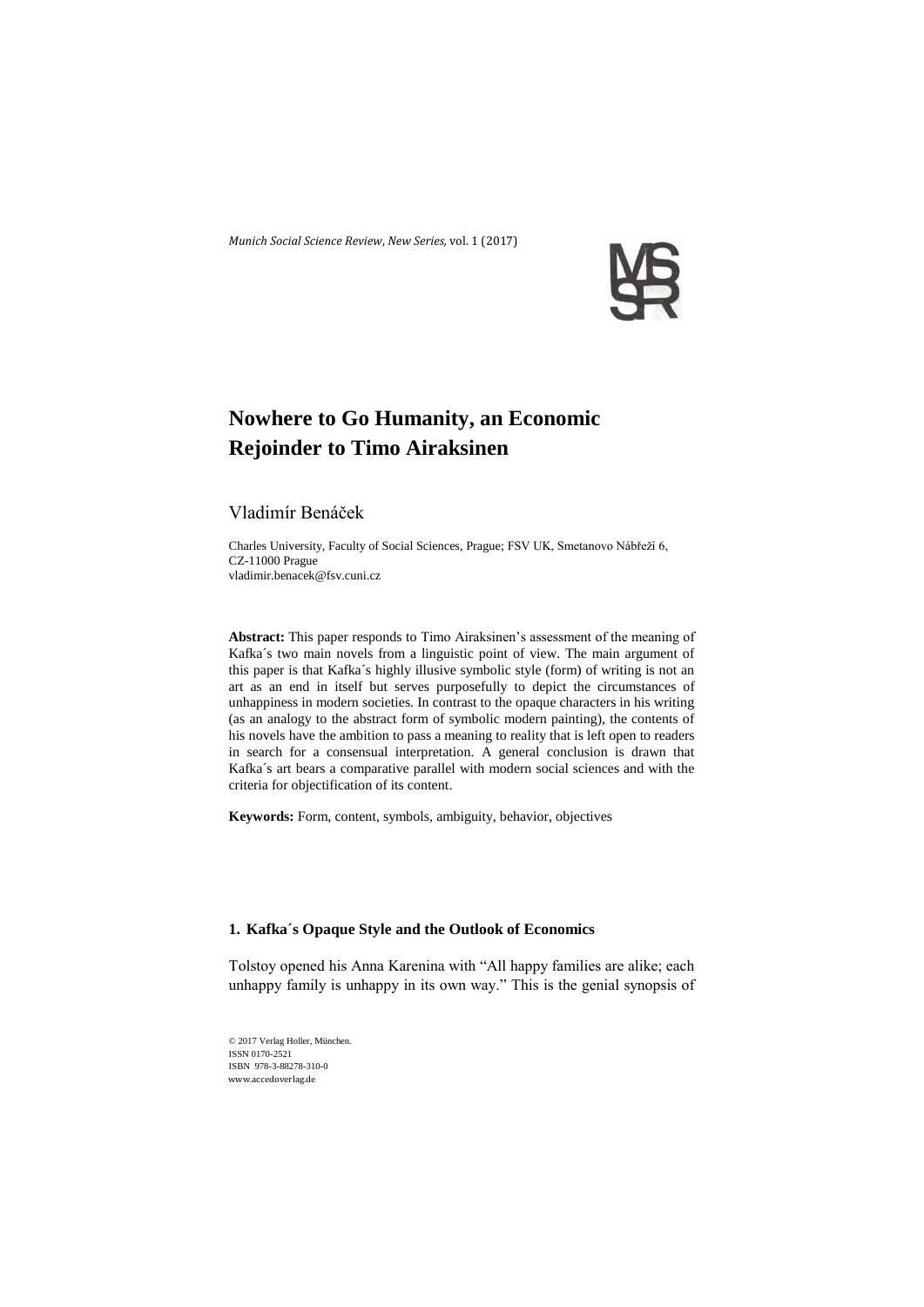*Munich Social Science Review, New Series,* vol. 1 (2017)

# Nowhere to Go Humanity, an Economic Rejoinder to Timo Airaksinen

Vladimír Benáček

Charles University, Faculty of Social Sciences, Prague; FSV UK, Smetanovo Nábřeží 6, CZ-11000 Prague
vladimir.benacek@fsv.cuni.cz

**Abstract:** This paper responds to Timo Airaksinen's assessment of the meaning of Kafka´s two main novels from a linguistic point of view. The main argument of this paper is that Kafka´s highly illusive symbolic style (form) of writing is not an art as an end in itself but serves purposefully to depict the circumstances of unhappiness in modern societies. In contrast to the opaque characters in his writing (as an analogy to the abstract form of symbolic modern painting), the contents of his novels have the ambition to pass a meaning to reality that is left open to readers in search for a consensual interpretation. A general conclusion is drawn that Kafka´s art bears a comparative parallel with modern social sciences and with the criteria for objectification of its content.

**Keywords:** Form, content, symbols, ambiguity, behavior, objectives

## 1. Kafka´s Opaque Style and the Outlook of Economics

Tolstoy opened his Anna Karenina with "All happy families are alike; each unhappy family is unhappy in its own way." This is the genial synopsis of

© 2017 Verlag Holler, München.
ISSN 0170-2521
ISBN 978-3-88278-310-0
www.accedoverlag.de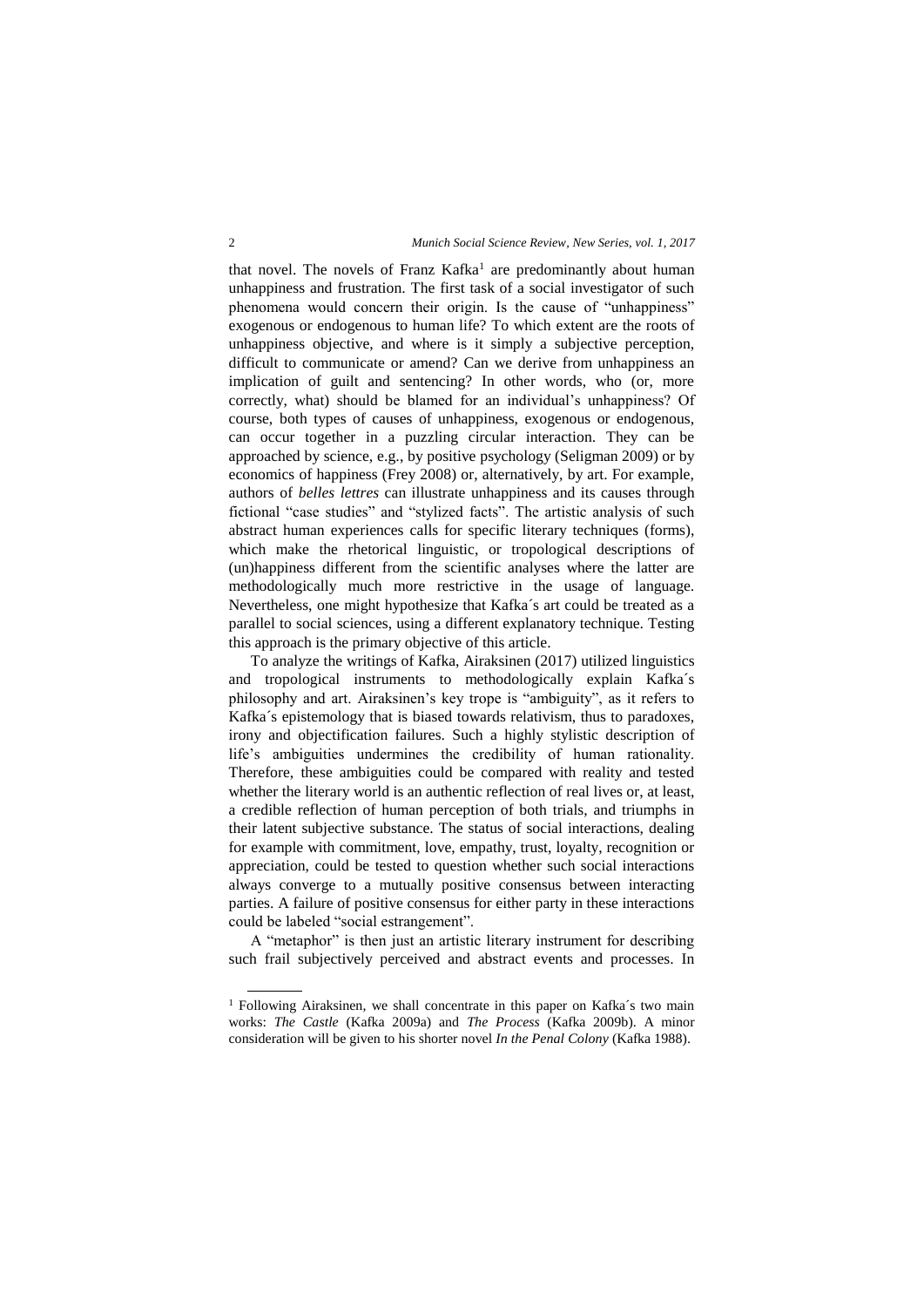that novel. The novels of Franz Kafka[1] are predominantly about human unhappiness and frustration. The first task of a social investigator of such phenomena would concern their origin. Is the cause of "unhappiness" exogenous or endogenous to human life? To which extent are the roots of unhappiness objective, and where is it simply a subjective perception, difficult to communicate or amend? Can we derive from unhappiness an implication of guilt and sentencing? In other words, who (or, more correctly, what) should be blamed for an individual's unhappiness? Of course, both types of causes of unhappiness, exogenous or endogenous, can occur together in a puzzling circular interaction. They can be approached by science, e.g., by positive psychology (Seligman 2009) or by economics of happiness (Frey 2008) or, alternatively, by art. For example, authors of *belles lettres* can illustrate unhappiness and its causes through fictional "case studies" and "stylized facts". The artistic analysis of such abstract human experiences calls for specific literary techniques (forms), which make the rhetorical linguistic, or tropological descriptions of (un)happiness different from the scientific analyses where the latter are methodologically much more restrictive in the usage of language. Nevertheless, one might hypothesize that Kafka´s art could be treated as a parallel to social sciences, using a different explanatory technique. Testing this approach is the primary objective of this article.

To analyze the writings of Kafka, Airaksinen (2017) utilized linguistics and tropological instruments to methodologically explain Kafka´s philosophy and art. Airaksinen's key trope is "ambiguity", as it refers to Kafka´s epistemology that is biased towards relativism, thus to paradoxes, irony and objectification failures. Such a highly stylistic description of life's ambiguities undermines the credibility of human rationality. Therefore, these ambiguities could be compared with reality and tested whether the literary world is an authentic reflection of real lives or, at least, a credible reflection of human perception of both trials, and triumphs in their latent subjective substance. The status of social interactions, dealing for example with commitment, love, empathy, trust, loyalty, recognition or appreciation, could be tested to question whether such social interactions always converge to a mutually positive consensus between interacting parties. A failure of positive consensus for either party in these interactions could be labeled "social estrangement".

A "metaphor" is then just an artistic literary instrument for describing such frail subjectively perceived and abstract events and processes. In

[1] Following Airaksinen, we shall concentrate in this paper on Kafka´s two main works: *The Castle* (Kafka 2009a) and *The Process* (Kafka 2009b). A minor consideration will be given to his shorter novel *In the Penal Colony* (Kafka 1988).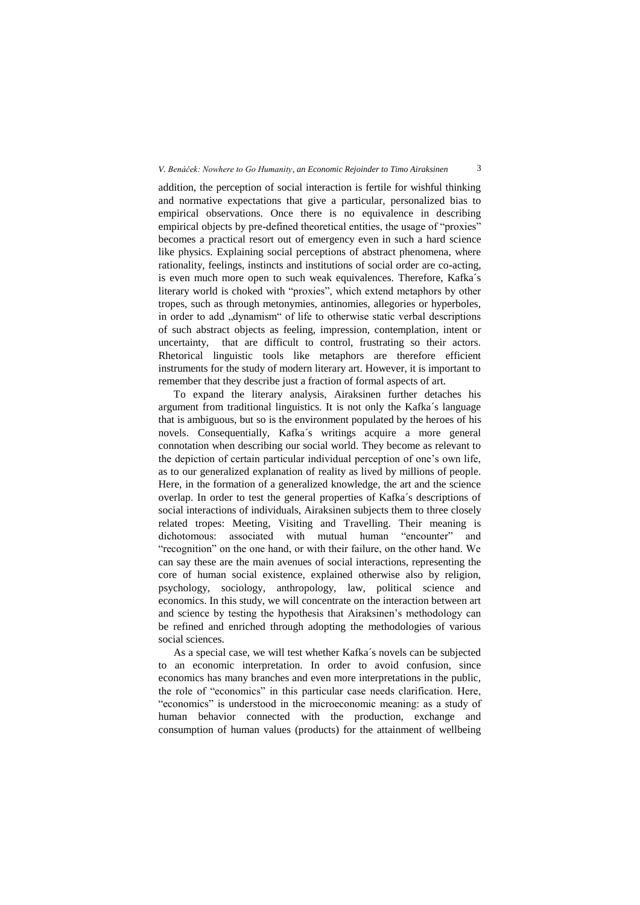addition, the perception of social interaction is fertile for wishful thinking and normative expectations that give a particular, personalized bias to empirical observations. Once there is no equivalence in describing empirical objects by pre-defined theoretical entities, the usage of "proxies" becomes a practical resort out of emergency even in such a hard science like physics. Explaining social perceptions of abstract phenomena, where rationality, feelings, instincts and institutions of social order are co-acting, is even much more open to such weak equivalences. Therefore, Kafka´s literary world is choked with "proxies", which extend metaphors by other tropes, such as through metonymies, antinomies, allegories or hyperboles, in order to add „dynamism" of life to otherwise static verbal descriptions of such abstract objects as feeling, impression, contemplation, intent or uncertainty, that are difficult to control, frustrating so their actors. Rhetorical linguistic tools like metaphors are therefore efficient instruments for the study of modern literary art. However, it is important to remember that they describe just a fraction of formal aspects of art.

To expand the literary analysis, Airaksinen further detaches his argument from traditional linguistics. It is not only the Kafka´s language that is ambiguous, but so is the environment populated by the heroes of his novels. Consequentially, Kafka´s writings acquire a more general connotation when describing our social world. They become as relevant to the depiction of certain particular individual perception of one's own life, as to our generalized explanation of reality as lived by millions of people. Here, in the formation of a generalized knowledge, the art and the science overlap. In order to test the general properties of Kafka´s descriptions of social interactions of individuals, Airaksinen subjects them to three closely related tropes: Meeting, Visiting and Travelling. Their meaning is dichotomous: associated with mutual human "encounter" and "recognition" on the one hand, or with their failure, on the other hand. We can say these are the main avenues of social interactions, representing the core of human social existence, explained otherwise also by religion, psychology, sociology, anthropology, law, political science and economics. In this study, we will concentrate on the interaction between art and science by testing the hypothesis that Airaksinen's methodology can be refined and enriched through adopting the methodologies of various social sciences.

As a special case, we will test whether Kafka´s novels can be subjected to an economic interpretation. In order to avoid confusion, since economics has many branches and even more interpretations in the public, the role of "economics" in this particular case needs clarification. Here, "economics" is understood in the microeconomic meaning: as a study of human behavior connected with the production, exchange and consumption of human values (products) for the attainment of wellbeing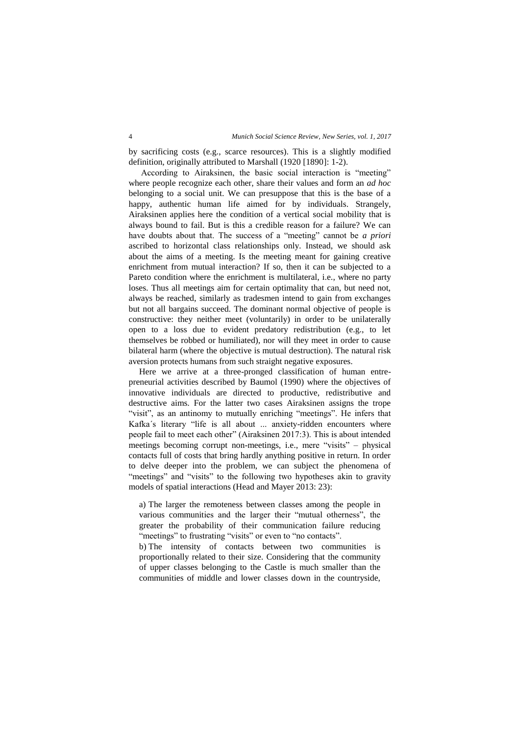by sacrificing costs (e.g., scarce resources). This is a slightly modified definition, originally attributed to Marshall (1920 [1890]: 1-2).

According to Airaksinen, the basic social interaction is "meeting" where people recognize each other, share their values and form an *ad hoc* belonging to a social unit. We can presuppose that this is the base of a happy, authentic human life aimed for by individuals. Strangely, Airaksinen applies here the condition of a vertical social mobility that is always bound to fail. But is this a credible reason for a failure? We can have doubts about that. The success of a "meeting" cannot be *a priori* ascribed to horizontal class relationships only. Instead, we should ask about the aims of a meeting. Is the meeting meant for gaining creative enrichment from mutual interaction? If so, then it can be subjected to a Pareto condition where the enrichment is multilateral, i.e., where no party loses. Thus all meetings aim for certain optimality that can, but need not, always be reached, similarly as tradesmen intend to gain from exchanges but not all bargains succeed. The dominant normal objective of people is constructive: they neither meet (voluntarily) in order to be unilaterally open to a loss due to evident predatory redistribution (e.g., to let themselves be robbed or humiliated), nor will they meet in order to cause bilateral harm (where the objective is mutual destruction). The natural risk aversion protects humans from such straight negative exposures.

Here we arrive at a three-pronged classification of human entrepreneurial activities described by Baumol (1990) where the objectives of innovative individuals are directed to productive, redistributive and destructive aims. For the latter two cases Airaksinen assigns the trope "visit", as an antinomy to mutually enriching "meetings". He infers that Kafka´s literary "life is all about ... anxiety-ridden encounters where people fail to meet each other" (Airaksinen 2017:3). This is about intended meetings becoming corrupt non-meetings, i.e., mere "visits" – physical contacts full of costs that bring hardly anything positive in return. In order to delve deeper into the problem, we can subject the phenomena of "meetings" and "visits" to the following two hypotheses akin to gravity models of spatial interactions (Head and Mayer 2013: 23):

a) The larger the remoteness between classes among the people in various communities and the larger their "mutual otherness", the greater the probability of their communication failure reducing "meetings" to frustrating "visits" or even to "no contacts".

b) The intensity of contacts between two communities is proportionally related to their size. Considering that the community of upper classes belonging to the Castle is much smaller than the communities of middle and lower classes down in the countryside,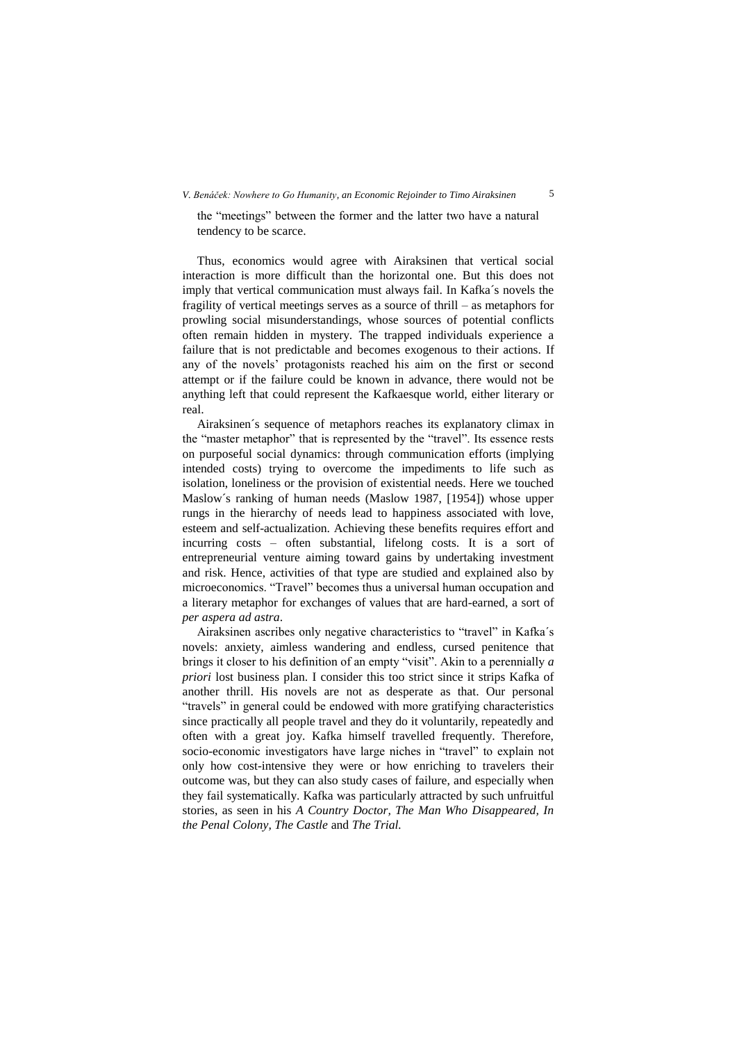the "meetings" between the former and the latter two have a natural tendency to be scarce.

Thus, economics would agree with Airaksinen that vertical social interaction is more difficult than the horizontal one. But this does not imply that vertical communication must always fail. In Kafka´s novels the fragility of vertical meetings serves as a source of thrill – as metaphors for prowling social misunderstandings, whose sources of potential conflicts often remain hidden in mystery. The trapped individuals experience a failure that is not predictable and becomes exogenous to their actions. If any of the novels' protagonists reached his aim on the first or second attempt or if the failure could be known in advance, there would not be anything left that could represent the Kafkaesque world, either literary or real.

Airaksinen´s sequence of metaphors reaches its explanatory climax in the "master metaphor" that is represented by the "travel". Its essence rests on purposeful social dynamics: through communication efforts (implying intended costs) trying to overcome the impediments to life such as isolation, loneliness or the provision of existential needs. Here we touched Maslow´s ranking of human needs (Maslow 1987, [1954]) whose upper rungs in the hierarchy of needs lead to happiness associated with love, esteem and self-actualization. Achieving these benefits requires effort and incurring costs – often substantial, lifelong costs. It is a sort of entrepreneurial venture aiming toward gains by undertaking investment and risk. Hence, activities of that type are studied and explained also by microeconomics. "Travel" becomes thus a universal human occupation and a literary metaphor for exchanges of values that are hard-earned, a sort of *per aspera ad astra*.

Airaksinen ascribes only negative characteristics to "travel" in Kafka´s novels: anxiety, aimless wandering and endless, cursed penitence that brings it closer to his definition of an empty "visit". Akin to a perennially *a priori* lost business plan. I consider this too strict since it strips Kafka of another thrill. His novels are not as desperate as that. Our personal "travels" in general could be endowed with more gratifying characteristics since practically all people travel and they do it voluntarily, repeatedly and often with a great joy. Kafka himself travelled frequently. Therefore, socio-economic investigators have large niches in "travel" to explain not only how cost-intensive they were or how enriching to travelers their outcome was, but they can also study cases of failure, and especially when they fail systematically. Kafka was particularly attracted by such unfruitful stories, as seen in his *A Country Doctor, The Man Who Disappeared, In the Penal Colony, The Castle* and *The Trial.*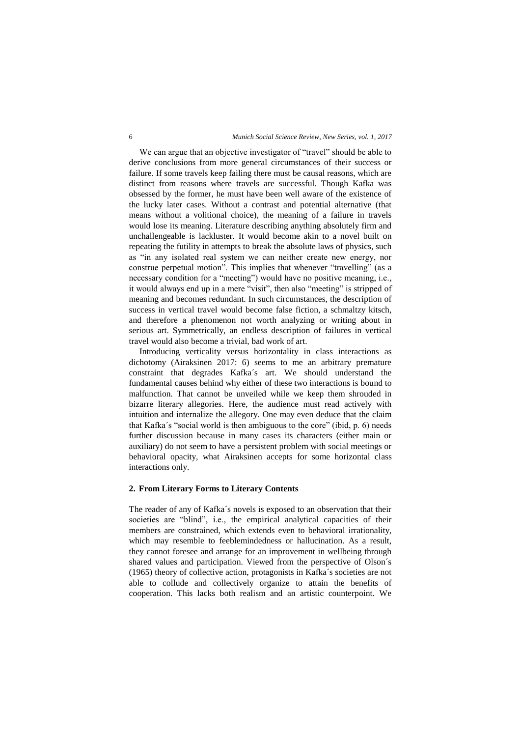We can argue that an objective investigator of "travel" should be able to derive conclusions from more general circumstances of their success or failure. If some travels keep failing there must be causal reasons, which are distinct from reasons where travels are successful. Though Kafka was obsessed by the former, he must have been well aware of the existence of the lucky later cases. Without a contrast and potential alternative (that means without a volitional choice), the meaning of a failure in travels would lose its meaning. Literature describing anything absolutely firm and unchallengeable is lackluster. It would become akin to a novel built on repeating the futility in attempts to break the absolute laws of physics, such as "in any isolated real system we can neither create new energy, nor construe perpetual motion". This implies that whenever "travelling" (as a necessary condition for a "meeting") would have no positive meaning, i.e., it would always end up in a mere "visit", then also "meeting" is stripped of meaning and becomes redundant. In such circumstances, the description of success in vertical travel would become false fiction, a schmaltzy kitsch, and therefore a phenomenon not worth analyzing or writing about in serious art. Symmetrically, an endless description of failures in vertical travel would also become a trivial, bad work of art.

Introducing verticality versus horizontality in class interactions as dichotomy (Airaksinen 2017: 6) seems to me an arbitrary premature constraint that degrades Kafka´s art. We should understand the fundamental causes behind why either of these two interactions is bound to malfunction. That cannot be unveiled while we keep them shrouded in bizarre literary allegories. Here, the audience must read actively with intuition and internalize the allegory. One may even deduce that the claim that Kafka´s "social world is then ambiguous to the core" (ibid, p. 6) needs further discussion because in many cases its characters (either main or auxiliary) do not seem to have a persistent problem with social meetings or behavioral opacity, what Airaksinen accepts for some horizontal class interactions only.

## 2. From Literary Forms to Literary Contents

The reader of any of Kafka´s novels is exposed to an observation that their societies are "blind", i.e., the empirical analytical capacities of their members are constrained, which extends even to behavioral irrationality, which may resemble to feeblemindedness or hallucination. As a result, they cannot foresee and arrange for an improvement in wellbeing through shared values and participation. Viewed from the perspective of Olson´s (1965) theory of collective action, protagonists in Kafka´s societies are not able to collude and collectively organize to attain the benefits of cooperation. This lacks both realism and an artistic counterpoint. We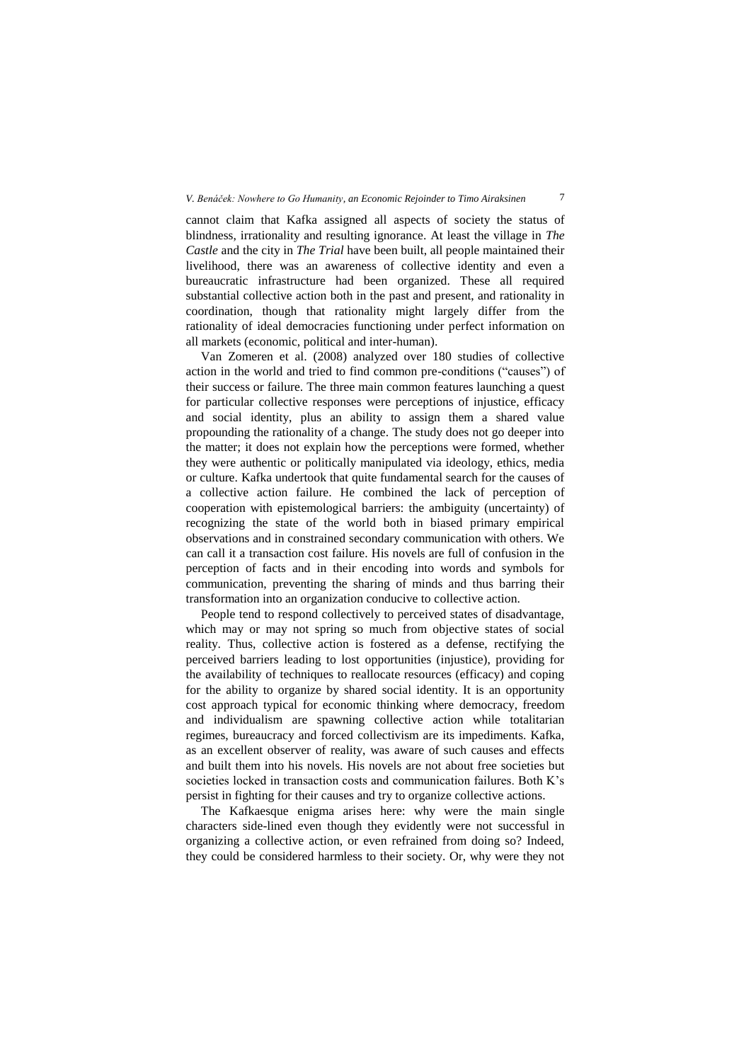cannot claim that Kafka assigned all aspects of society the status of blindness, irrationality and resulting ignorance. At least the village in *The Castle* and the city in *The Trial* have been built, all people maintained their livelihood, there was an awareness of collective identity and even a bureaucratic infrastructure had been organized. These all required substantial collective action both in the past and present, and rationality in coordination, though that rationality might largely differ from the rationality of ideal democracies functioning under perfect information on all markets (economic, political and inter-human).

Van Zomeren et al. (2008) analyzed over 180 studies of collective action in the world and tried to find common pre-conditions ("causes") of their success or failure. The three main common features launching a quest for particular collective responses were perceptions of injustice, efficacy and social identity, plus an ability to assign them a shared value propounding the rationality of a change. The study does not go deeper into the matter; it does not explain how the perceptions were formed, whether they were authentic or politically manipulated via ideology, ethics, media or culture. Kafka undertook that quite fundamental search for the causes of a collective action failure. He combined the lack of perception of cooperation with epistemological barriers: the ambiguity (uncertainty) of recognizing the state of the world both in biased primary empirical observations and in constrained secondary communication with others. We can call it a transaction cost failure. His novels are full of confusion in the perception of facts and in their encoding into words and symbols for communication, preventing the sharing of minds and thus barring their transformation into an organization conducive to collective action.

People tend to respond collectively to perceived states of disadvantage, which may or may not spring so much from objective states of social reality. Thus, collective action is fostered as a defense, rectifying the perceived barriers leading to lost opportunities (injustice), providing for the availability of techniques to reallocate resources (efficacy) and coping for the ability to organize by shared social identity. It is an opportunity cost approach typical for economic thinking where democracy, freedom and individualism are spawning collective action while totalitarian regimes, bureaucracy and forced collectivism are its impediments. Kafka, as an excellent observer of reality, was aware of such causes and effects and built them into his novels. His novels are not about free societies but societies locked in transaction costs and communication failures. Both K's persist in fighting for their causes and try to organize collective actions.

The Kafkaesque enigma arises here: why were the main single characters side-lined even though they evidently were not successful in organizing a collective action, or even refrained from doing so? Indeed, they could be considered harmless to their society. Or, why were they not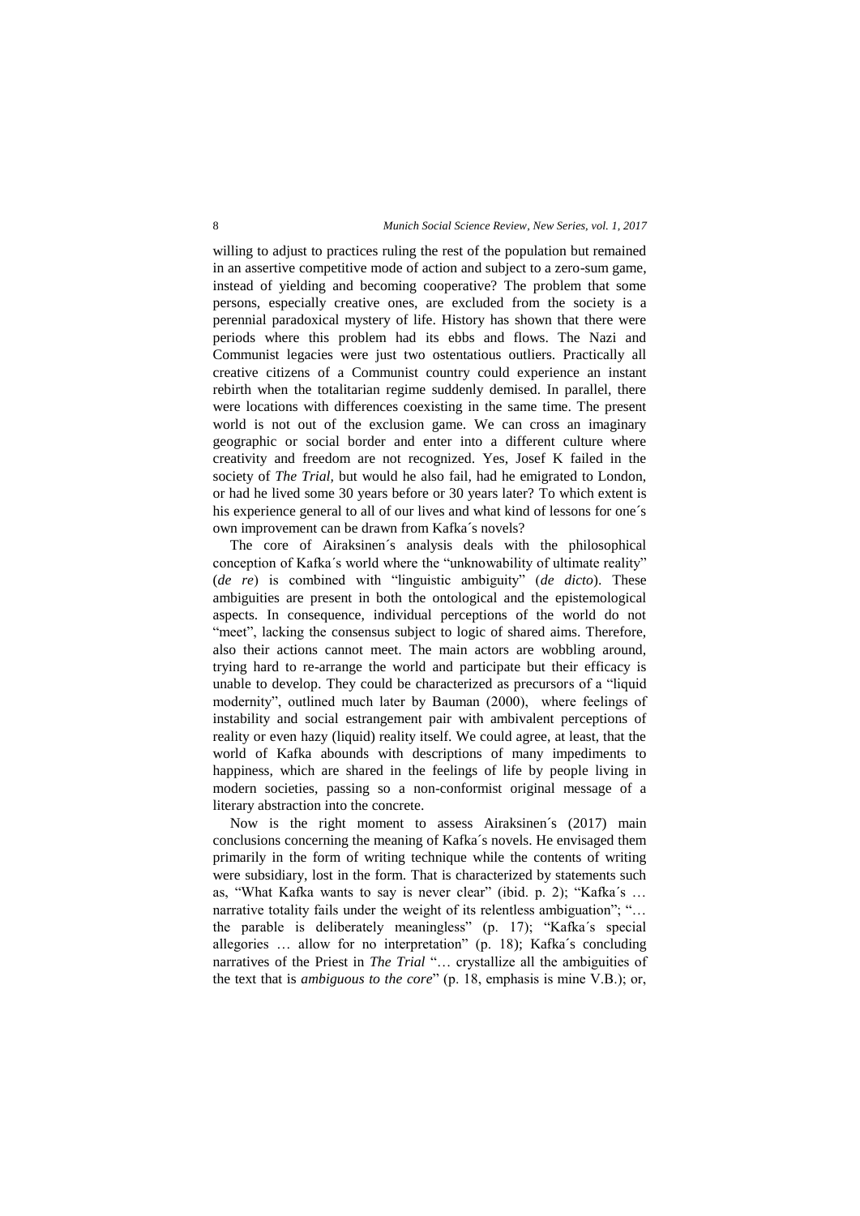willing to adjust to practices ruling the rest of the population but remained in an assertive competitive mode of action and subject to a zero-sum game, instead of yielding and becoming cooperative? The problem that some persons, especially creative ones, are excluded from the society is a perennial paradoxical mystery of life. History has shown that there were periods where this problem had its ebbs and flows. The Nazi and Communist legacies were just two ostentatious outliers. Practically all creative citizens of a Communist country could experience an instant rebirth when the totalitarian regime suddenly demised. In parallel, there were locations with differences coexisting in the same time. The present world is not out of the exclusion game. We can cross an imaginary geographic or social border and enter into a different culture where creativity and freedom are not recognized. Yes, Josef K failed in the society of *The Trial,* but would he also fail, had he emigrated to London, or had he lived some 30 years before or 30 years later? To which extent is his experience general to all of our lives and what kind of lessons for one´s own improvement can be drawn from Kafka´s novels?

The core of Airaksinen´s analysis deals with the philosophical conception of Kafka´s world where the "unknowability of ultimate reality" (*de re*) is combined with "linguistic ambiguity" (*de dicto*). These ambiguities are present in both the ontological and the epistemological aspects. In consequence, individual perceptions of the world do not "meet", lacking the consensus subject to logic of shared aims. Therefore, also their actions cannot meet. The main actors are wobbling around, trying hard to re-arrange the world and participate but their efficacy is unable to develop. They could be characterized as precursors of a "liquid modernity", outlined much later by Bauman (2000), where feelings of instability and social estrangement pair with ambivalent perceptions of reality or even hazy (liquid) reality itself. We could agree, at least, that the world of Kafka abounds with descriptions of many impediments to happiness, which are shared in the feelings of life by people living in modern societies, passing so a non-conformist original message of a literary abstraction into the concrete.

Now is the right moment to assess Airaksinen´s (2017) main conclusions concerning the meaning of Kafka´s novels. He envisaged them primarily in the form of writing technique while the contents of writing were subsidiary, lost in the form. That is characterized by statements such as, "What Kafka wants to say is never clear" (ibid. p. 2); "Kafka´s … narrative totality fails under the weight of its relentless ambiguation"; "… the parable is deliberately meaningless" (p. 17); "Kafka´s special allegories … allow for no interpretation" (p. 18); Kafka´s concluding narratives of the Priest in *The Trial* "… crystallize all the ambiguities of the text that is *ambiguous to the core*" (p. 18, emphasis is mine V.B.); or,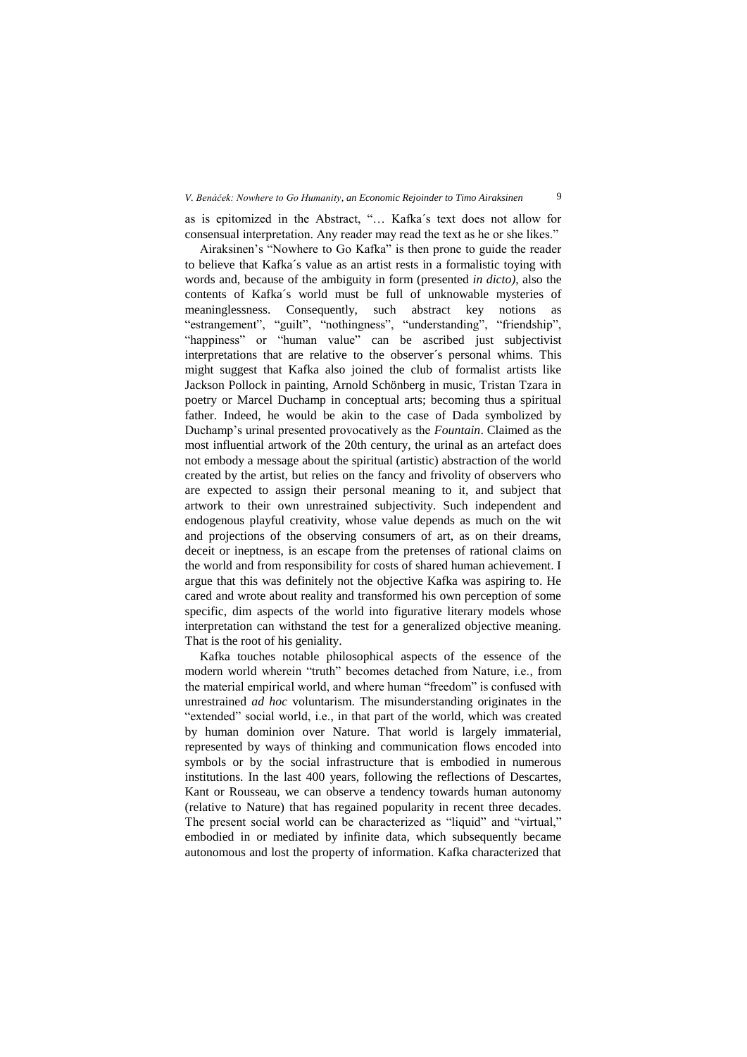as is epitomized in the Abstract, "… Kafka´s text does not allow for consensual interpretation. Any reader may read the text as he or she likes."

Airaksinen's "Nowhere to Go Kafka" is then prone to guide the reader to believe that Kafka´s value as an artist rests in a formalistic toying with words and, because of the ambiguity in form (presented *in dicto),* also the contents of Kafka´s world must be full of unknowable mysteries of meaninglessness. Consequently, such abstract key notions as "estrangement", "guilt", "nothingness", "understanding", "friendship", "happiness" or "human value" can be ascribed just subjectivist interpretations that are relative to the observer´s personal whims. This might suggest that Kafka also joined the club of formalist artists like Jackson Pollock in painting, Arnold Schönberg in music, Tristan Tzara in poetry or Marcel Duchamp in conceptual arts; becoming thus a spiritual father. Indeed, he would be akin to the case of Dada symbolized by Duchamp's urinal presented provocatively as the *Fountain*. Claimed as the most influential artwork of the 20th century, the urinal as an artefact does not embody a message about the spiritual (artistic) abstraction of the world created by the artist, but relies on the fancy and frivolity of observers who are expected to assign their personal meaning to it, and subject that artwork to their own unrestrained subjectivity. Such independent and endogenous playful creativity, whose value depends as much on the wit and projections of the observing consumers of art, as on their dreams, deceit or ineptness, is an escape from the pretenses of rational claims on the world and from responsibility for costs of shared human achievement. I argue that this was definitely not the objective Kafka was aspiring to. He cared and wrote about reality and transformed his own perception of some specific, dim aspects of the world into figurative literary models whose interpretation can withstand the test for a generalized objective meaning. That is the root of his geniality.

Kafka touches notable philosophical aspects of the essence of the modern world wherein "truth" becomes detached from Nature, i.e., from the material empirical world, and where human "freedom" is confused with unrestrained *ad hoc* voluntarism. The misunderstanding originates in the "extended" social world, i.e., in that part of the world, which was created by human dominion over Nature. That world is largely immaterial, represented by ways of thinking and communication flows encoded into symbols or by the social infrastructure that is embodied in numerous institutions. In the last 400 years, following the reflections of Descartes, Kant or Rousseau, we can observe a tendency towards human autonomy (relative to Nature) that has regained popularity in recent three decades. The present social world can be characterized as "liquid" and "virtual," embodied in or mediated by infinite data, which subsequently became autonomous and lost the property of information. Kafka characterized that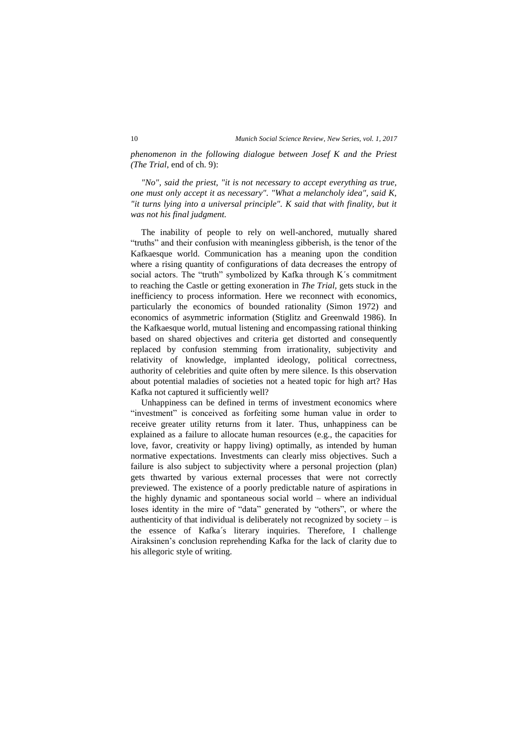*phenomenon in the following dialogue between Josef K and the Priest (The Trial,* end of ch. 9):

> *"No", said the priest, "it is not necessary to accept everything as true, one must only accept it as necessary". "What a melancholy idea", said K, "it turns lying into a universal principle". K said that with finality, but it was not his final judgment.*

The inability of people to rely on well-anchored, mutually shared "truths" and their confusion with meaningless gibberish, is the tenor of the Kafkaesque world. Communication has a meaning upon the condition where a rising quantity of configurations of data decreases the entropy of social actors. The "truth" symbolized by Kafka through K´s commitment to reaching the Castle or getting exoneration in *The Trial*, gets stuck in the inefficiency to process information. Here we reconnect with economics, particularly the economics of bounded rationality (Simon 1972) and economics of asymmetric information (Stiglitz and Greenwald 1986). In the Kafkaesque world, mutual listening and encompassing rational thinking based on shared objectives and criteria get distorted and consequently replaced by confusion stemming from irrationality, subjectivity and relativity of knowledge, implanted ideology, political correctness, authority of celebrities and quite often by mere silence. Is this observation about potential maladies of societies not a heated topic for high art? Has Kafka not captured it sufficiently well?

Unhappiness can be defined in terms of investment economics where "investment" is conceived as forfeiting some human value in order to receive greater utility returns from it later. Thus, unhappiness can be explained as a failure to allocate human resources (e.g., the capacities for love, favor, creativity or happy living) optimally, as intended by human normative expectations. Investments can clearly miss objectives. Such a failure is also subject to subjectivity where a personal projection (plan) gets thwarted by various external processes that were not correctly previewed. The existence of a poorly predictable nature of aspirations in the highly dynamic and spontaneous social world – where an individual loses identity in the mire of "data" generated by "others", or where the authenticity of that individual is deliberately not recognized by society – is the essence of Kafka´s literary inquiries. Therefore, I challenge Airaksinen's conclusion reprehending Kafka for the lack of clarity due to his allegoric style of writing.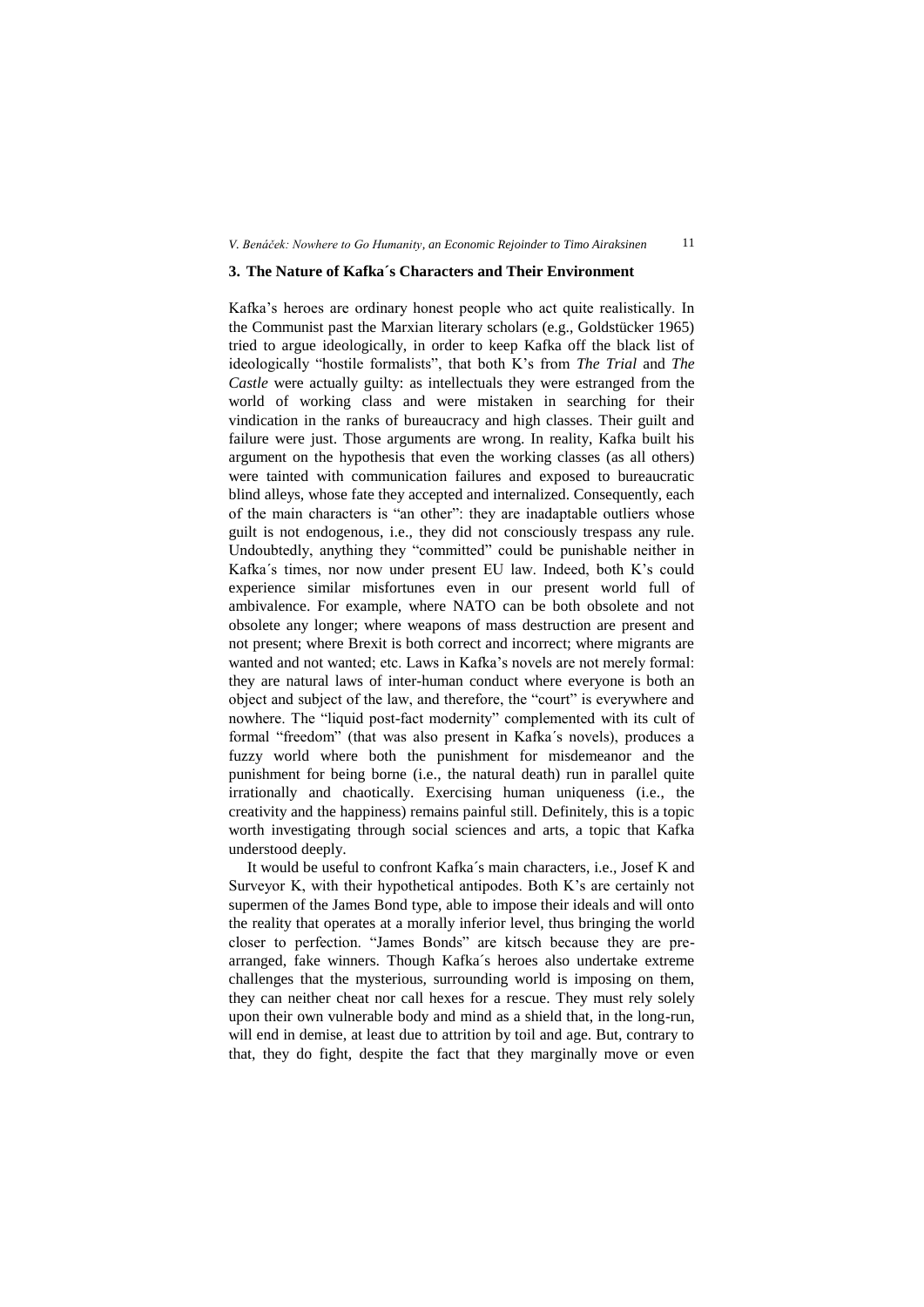## 3. The Nature of Kafka´s Characters and Their Environment

Kafka's heroes are ordinary honest people who act quite realistically. In the Communist past the Marxian literary scholars (e.g., Goldstücker 1965) tried to argue ideologically, in order to keep Kafka off the black list of ideologically "hostile formalists", that both K's from *The Trial* and *The Castle* were actually guilty: as intellectuals they were estranged from the world of working class and were mistaken in searching for their vindication in the ranks of bureaucracy and high classes. Their guilt and failure were just. Those arguments are wrong. In reality, Kafka built his argument on the hypothesis that even the working classes (as all others) were tainted with communication failures and exposed to bureaucratic blind alleys, whose fate they accepted and internalized. Consequently, each of the main characters is "an other": they are inadaptable outliers whose guilt is not endogenous, i.e., they did not consciously trespass any rule. Undoubtedly, anything they "committed" could be punishable neither in Kafka´s times, nor now under present EU law. Indeed, both K's could experience similar misfortunes even in our present world full of ambivalence. For example, where NATO can be both obsolete and not obsolete any longer; where weapons of mass destruction are present and not present; where Brexit is both correct and incorrect; where migrants are wanted and not wanted; etc. Laws in Kafka's novels are not merely formal: they are natural laws of inter-human conduct where everyone is both an object and subject of the law, and therefore, the "court" is everywhere and nowhere. The "liquid post-fact modernity" complemented with its cult of formal "freedom" (that was also present in Kafka´s novels), produces a fuzzy world where both the punishment for misdemeanor and the punishment for being borne (i.e., the natural death) run in parallel quite irrationally and chaotically. Exercising human uniqueness (i.e., the creativity and the happiness) remains painful still. Definitely, this is a topic worth investigating through social sciences and arts, a topic that Kafka understood deeply.

It would be useful to confront Kafka´s main characters, i.e., Josef K and Surveyor K, with their hypothetical antipodes. Both K's are certainly not supermen of the James Bond type, able to impose their ideals and will onto the reality that operates at a morally inferior level, thus bringing the world closer to perfection. "James Bonds" are kitsch because they are pre-arranged, fake winners. Though Kafka´s heroes also undertake extreme challenges that the mysterious, surrounding world is imposing on them, they can neither cheat nor call hexes for a rescue. They must rely solely upon their own vulnerable body and mind as a shield that, in the long-run, will end in demise, at least due to attrition by toil and age. But, contrary to that, they do fight, despite the fact that they marginally move or even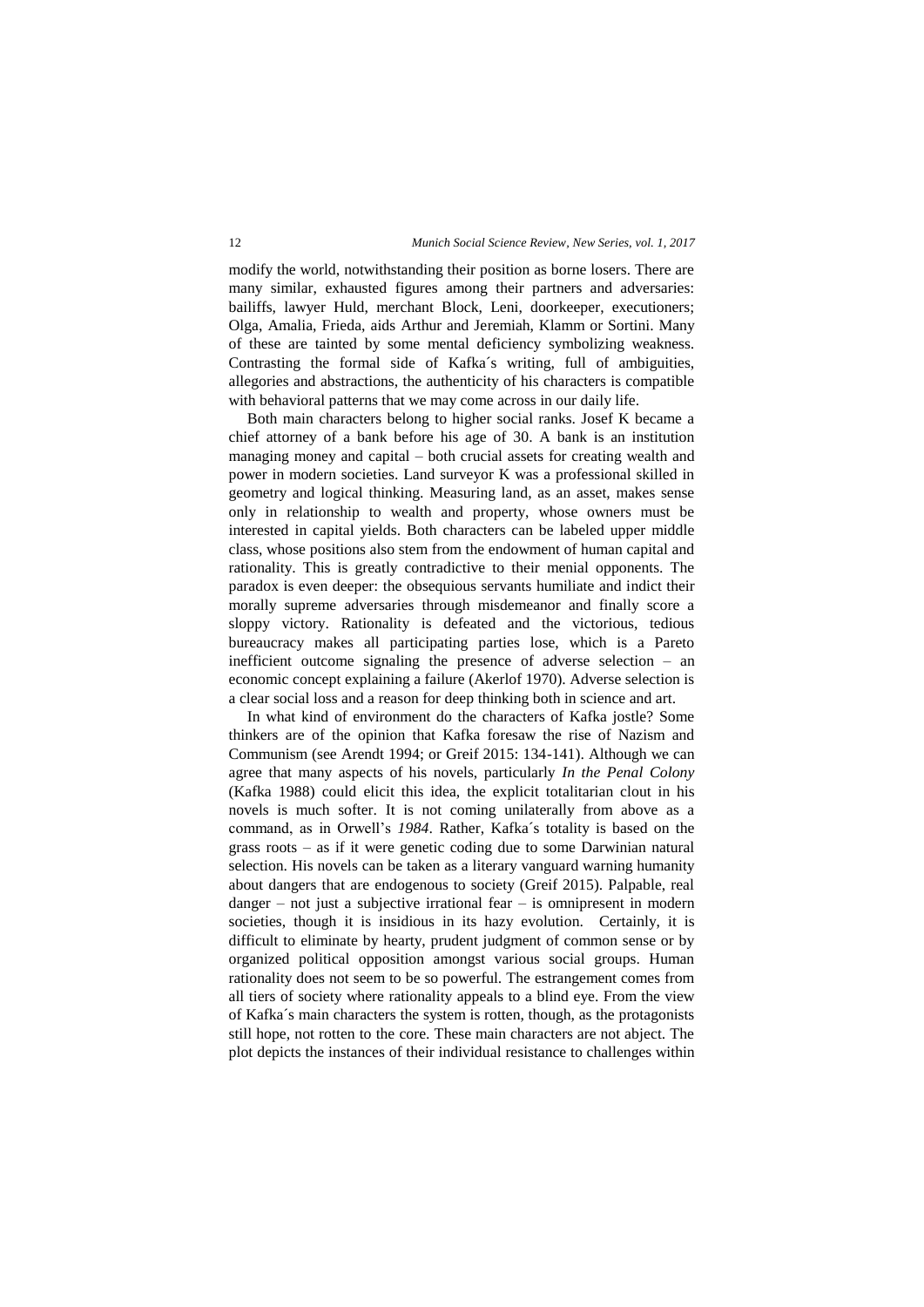modify the world, notwithstanding their position as borne losers. There are many similar, exhausted figures among their partners and adversaries: bailiffs, lawyer Huld, merchant Block, Leni, doorkeeper, executioners; Olga, Amalia, Frieda, aids Arthur and Jeremiah, Klamm or Sortini. Many of these are tainted by some mental deficiency symbolizing weakness. Contrasting the formal side of Kafka´s writing, full of ambiguities, allegories and abstractions, the authenticity of his characters is compatible with behavioral patterns that we may come across in our daily life.

Both main characters belong to higher social ranks. Josef K became a chief attorney of a bank before his age of 30. A bank is an institution managing money and capital – both crucial assets for creating wealth and power in modern societies. Land surveyor K was a professional skilled in geometry and logical thinking. Measuring land, as an asset, makes sense only in relationship to wealth and property, whose owners must be interested in capital yields. Both characters can be labeled upper middle class, whose positions also stem from the endowment of human capital and rationality. This is greatly contradictive to their menial opponents. The paradox is even deeper: the obsequious servants humiliate and indict their morally supreme adversaries through misdemeanor and finally score a sloppy victory. Rationality is defeated and the victorious, tedious bureaucracy makes all participating parties lose, which is a Pareto inefficient outcome signaling the presence of adverse selection – an economic concept explaining a failure (Akerlof 1970). Adverse selection is a clear social loss and a reason for deep thinking both in science and art.

In what kind of environment do the characters of Kafka jostle? Some thinkers are of the opinion that Kafka foresaw the rise of Nazism and Communism (see Arendt 1994; or Greif 2015: 134-141). Although we can agree that many aspects of his novels, particularly *In the Penal Colony* (Kafka 1988) could elicit this idea, the explicit totalitarian clout in his novels is much softer. It is not coming unilaterally from above as a command, as in Orwell's *1984*. Rather, Kafka´s totality is based on the grass roots – as if it were genetic coding due to some Darwinian natural selection. His novels can be taken as a literary vanguard warning humanity about dangers that are endogenous to society (Greif 2015). Palpable, real danger – not just a subjective irrational fear – is omnipresent in modern societies, though it is insidious in its hazy evolution. Certainly, it is difficult to eliminate by hearty, prudent judgment of common sense or by organized political opposition amongst various social groups. Human rationality does not seem to be so powerful. The estrangement comes from all tiers of society where rationality appeals to a blind eye. From the view of Kafka´s main characters the system is rotten, though, as the protagonists still hope, not rotten to the core. These main characters are not abject. The plot depicts the instances of their individual resistance to challenges within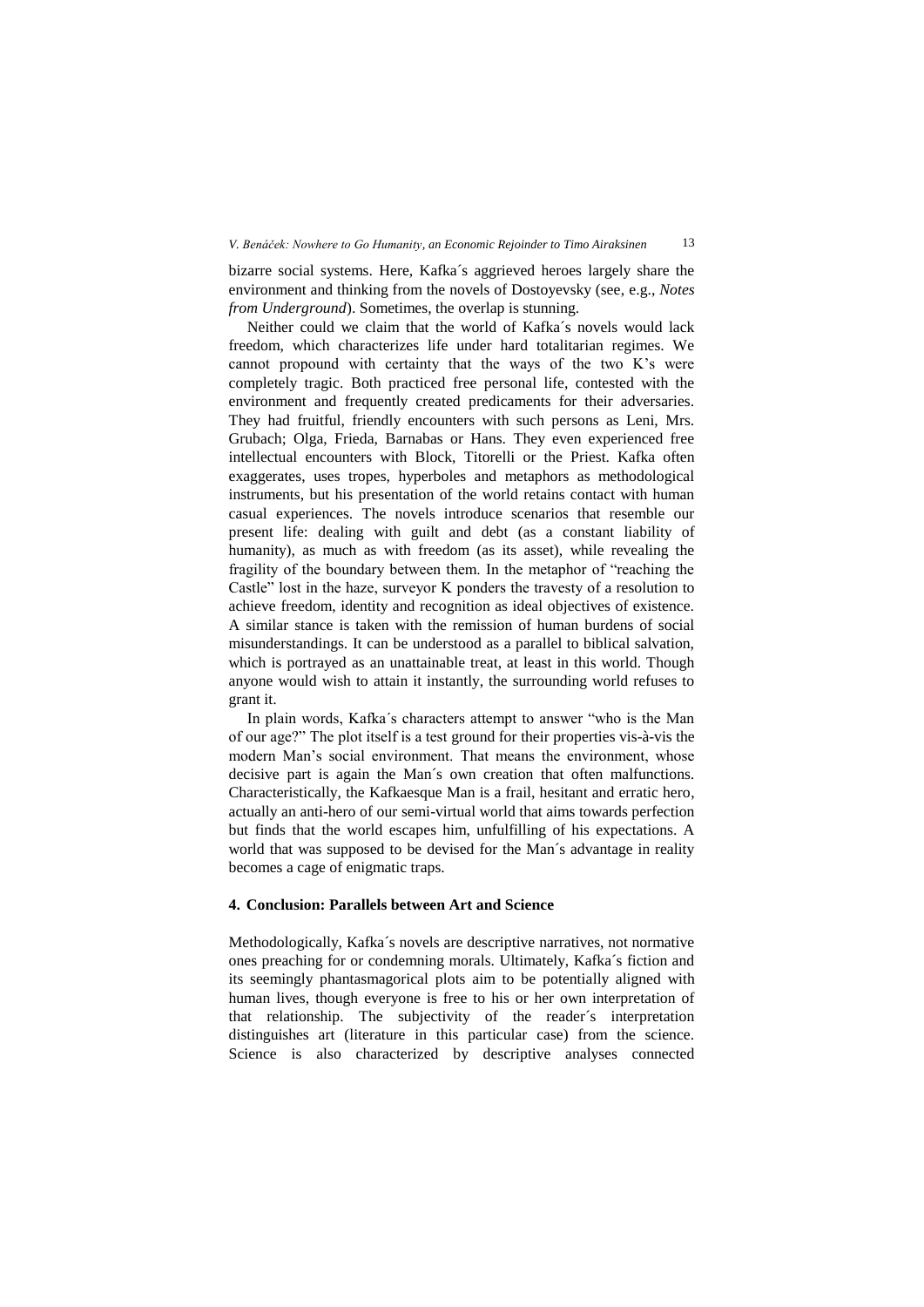bizarre social systems. Here, Kafka´s aggrieved heroes largely share the environment and thinking from the novels of Dostoyevsky (see, e.g., *Notes from Underground*). Sometimes, the overlap is stunning.

Neither could we claim that the world of Kafka´s novels would lack freedom, which characterizes life under hard totalitarian regimes. We cannot propound with certainty that the ways of the two K's were completely tragic. Both practiced free personal life, contested with the environment and frequently created predicaments for their adversaries. They had fruitful, friendly encounters with such persons as Leni, Mrs. Grubach; Olga, Frieda, Barnabas or Hans. They even experienced free intellectual encounters with Block, Titorelli or the Priest. Kafka often exaggerates, uses tropes, hyperboles and metaphors as methodological instruments, but his presentation of the world retains contact with human casual experiences. The novels introduce scenarios that resemble our present life: dealing with guilt and debt (as a constant liability of humanity), as much as with freedom (as its asset), while revealing the fragility of the boundary between them. In the metaphor of "reaching the Castle" lost in the haze, surveyor K ponders the travesty of a resolution to achieve freedom, identity and recognition as ideal objectives of existence. A similar stance is taken with the remission of human burdens of social misunderstandings. It can be understood as a parallel to biblical salvation, which is portrayed as an unattainable treat, at least in this world. Though anyone would wish to attain it instantly, the surrounding world refuses to grant it.

In plain words, Kafka´s characters attempt to answer "who is the Man of our age?" The plot itself is a test ground for their properties vis-à-vis the modern Man's social environment. That means the environment, whose decisive part is again the Man´s own creation that often malfunctions. Characteristically, the Kafkaesque Man is a frail, hesitant and erratic hero, actually an anti-hero of our semi-virtual world that aims towards perfection but finds that the world escapes him, unfulfilling of his expectations. A world that was supposed to be devised for the Man´s advantage in reality becomes a cage of enigmatic traps.

## 4. Conclusion: Parallels between Art and Science

Methodologically, Kafka´s novels are descriptive narratives, not normative ones preaching for or condemning morals. Ultimately, Kafka´s fiction and its seemingly phantasmagorical plots aim to be potentially aligned with human lives, though everyone is free to his or her own interpretation of that relationship. The subjectivity of the reader´s interpretation distinguishes art (literature in this particular case) from the science. Science is also characterized by descriptive analyses connected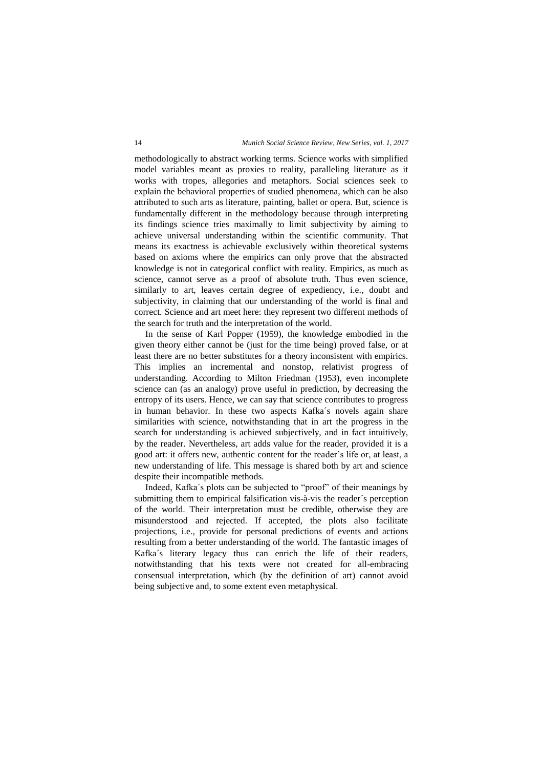methodologically to abstract working terms. Science works with simplified model variables meant as proxies to reality, paralleling literature as it works with tropes, allegories and metaphors. Social sciences seek to explain the behavioral properties of studied phenomena, which can be also attributed to such arts as literature, painting, ballet or opera. But, science is fundamentally different in the methodology because through interpreting its findings science tries maximally to limit subjectivity by aiming to achieve universal understanding within the scientific community. That means its exactness is achievable exclusively within theoretical systems based on axioms where the empirics can only prove that the abstracted knowledge is not in categorical conflict with reality. Empirics, as much as science, cannot serve as a proof of absolute truth. Thus even science, similarly to art, leaves certain degree of expediency, i.e., doubt and subjectivity, in claiming that our understanding of the world is final and correct. Science and art meet here: they represent two different methods of the search for truth and the interpretation of the world.

In the sense of Karl Popper (1959), the knowledge embodied in the given theory either cannot be (just for the time being) proved false, or at least there are no better substitutes for a theory inconsistent with empirics. This implies an incremental and nonstop, relativist progress of understanding. According to Milton Friedman (1953), even incomplete science can (as an analogy) prove useful in prediction, by decreasing the entropy of its users. Hence, we can say that science contributes to progress in human behavior. In these two aspects Kafka´s novels again share similarities with science, notwithstanding that in art the progress in the search for understanding is achieved subjectively, and in fact intuitively, by the reader. Nevertheless, art adds value for the reader, provided it is a good art: it offers new, authentic content for the reader's life or, at least, a new understanding of life. This message is shared both by art and science despite their incompatible methods.

Indeed, Kafka´s plots can be subjected to "proof" of their meanings by submitting them to empirical falsification vis-à-vis the reader´s perception of the world. Their interpretation must be credible, otherwise they are misunderstood and rejected. If accepted, the plots also facilitate projections, i.e., provide for personal predictions of events and actions resulting from a better understanding of the world. The fantastic images of Kafka´s literary legacy thus can enrich the life of their readers, notwithstanding that his texts were not created for all-embracing consensual interpretation, which (by the definition of art) cannot avoid being subjective and, to some extent even metaphysical.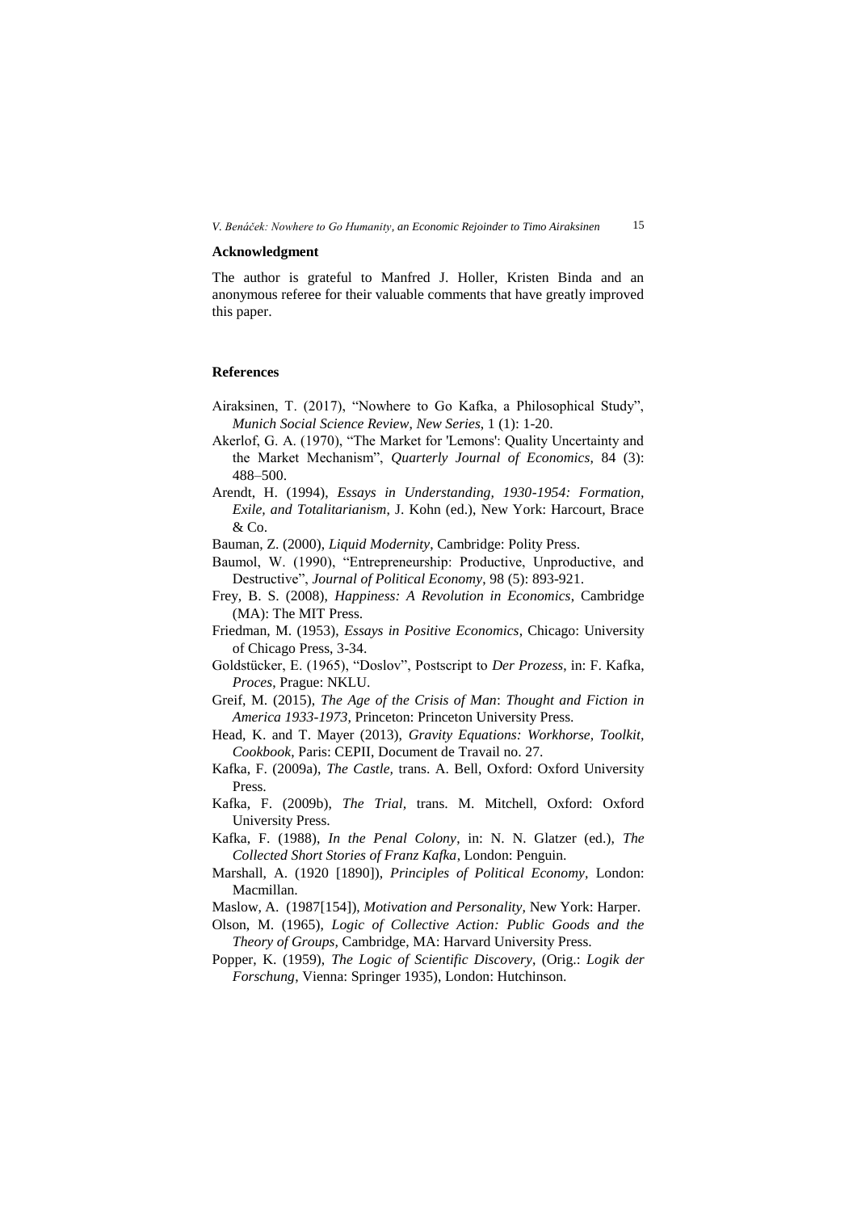## Acknowledgment

The author is grateful to Manfred J. Holler, Kristen Binda and an anonymous referee for their valuable comments that have greatly improved this paper.

## References

Airaksinen, T. (2017), "Nowhere to Go Kafka, a Philosophical Study", *Munich Social Science Review, New Series*, 1 (1): 1-20.

Akerlof, G. A. (1970), "The Market for 'Lemons': Quality Uncertainty and the Market Mechanism", *Quarterly Journal of Economics*, 84 (3): 488–500.

Arendt, H. (1994), *Essays in Understanding, 1930-1954: Formation, Exile, and Totalitarianism*, J. Kohn (ed.), New York: Harcourt, Brace & Co.

Bauman, Z. (2000), *Liquid Modernity*, Cambridge: Polity Press.

Baumol, W. (1990), "Entrepreneurship: Productive, Unproductive, and Destructive", *Journal of Political Economy*, 98 (5): 893-921.

Frey, B. S. (2008), *Happiness: A Revolution in Economics*, Cambridge (MA): The MIT Press.

Friedman, M. (1953), *Essays in Positive Economics*, Chicago: University of Chicago Press, 3-34.

Goldstücker, E. (1965), "Doslov", Postscript to *Der Prozess*, in: F. Kafka, *Proces*, Prague: NKLU.

Greif, M. (2015), *The Age of the Crisis of Man*: *Thought and Fiction in America 1933-1973*, Princeton: Princeton University Press.

Head, K. and T. Mayer (2013), *Gravity Equations: Workhorse, Toolkit, Cookbook*, Paris: CEPII, Document de Travail no. 27.

Kafka, F. (2009a), *The Castle*, trans. A. Bell, Oxford: Oxford University Press.

Kafka, F. (2009b), *The Trial*, trans. M. Mitchell, Oxford: Oxford University Press.

Kafka, F. (1988), *In the Penal Colony*, in: N. N. Glatzer (ed.), *The Collected Short Stories of Franz Kafka*, London: Penguin.

Marshall, A. (1920 [1890]), *Principles of Political Economy*, London: Macmillan.

Maslow, A. (1987[154]), *Motivation and Personality*, New York: Harper.

Olson, M. (1965), *Logic of Collective Action: Public Goods and the Theory of Groups*, Cambridge, MA: Harvard University Press.

Popper, K. (1959), *The Logic of Scientific Discovery*, (Orig.: *Logik der Forschung*, Vienna: Springer 1935), London: Hutchinson.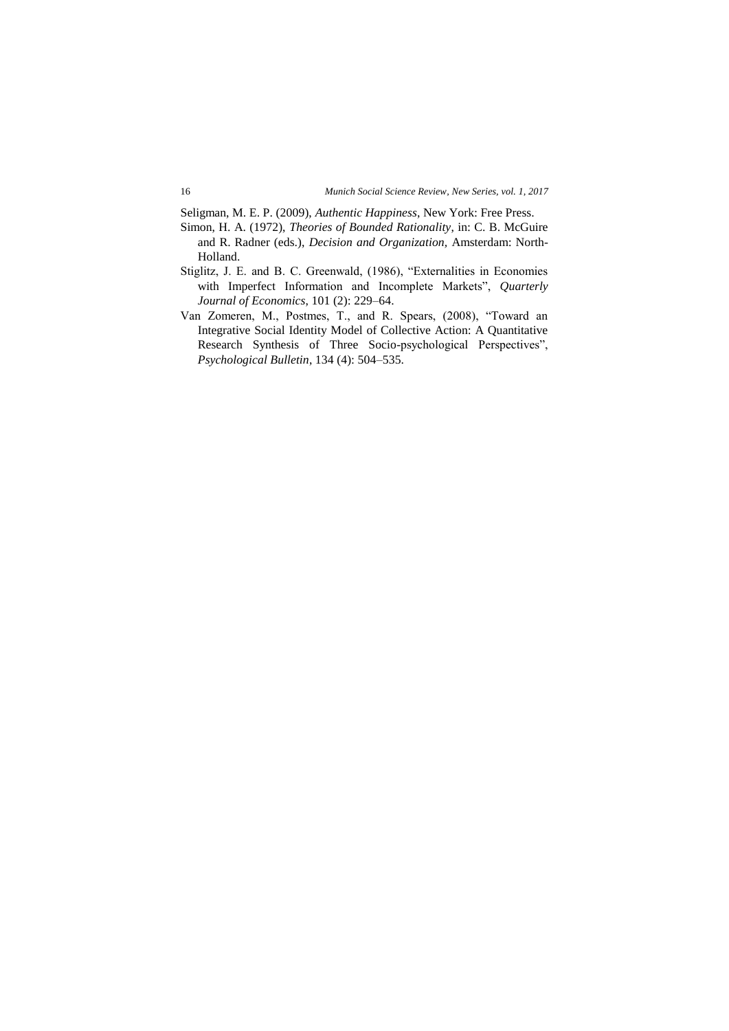Seligman, M. E. P. (2009), *Authentic Happiness*, New York: Free Press.

Simon, H. A. (1972), *Theories of Bounded Rationality*, in: C. B. McGuire and R. Radner (eds.), *Decision and Organization,* Amsterdam: North-Holland.

Stiglitz, J. E. and B. C. Greenwald, (1986), "Externalities in Economies with Imperfect Information and Incomplete Markets", *Quarterly Journal of Economics*, 101 (2): 229–64.

Van Zomeren, M., Postmes, T., and R. Spears, (2008), "Toward an Integrative Social Identity Model of Collective Action: A Quantitative Research Synthesis of Three Socio-psychological Perspectives", *Psychological Bulletin*, 134 (4): 504–535.